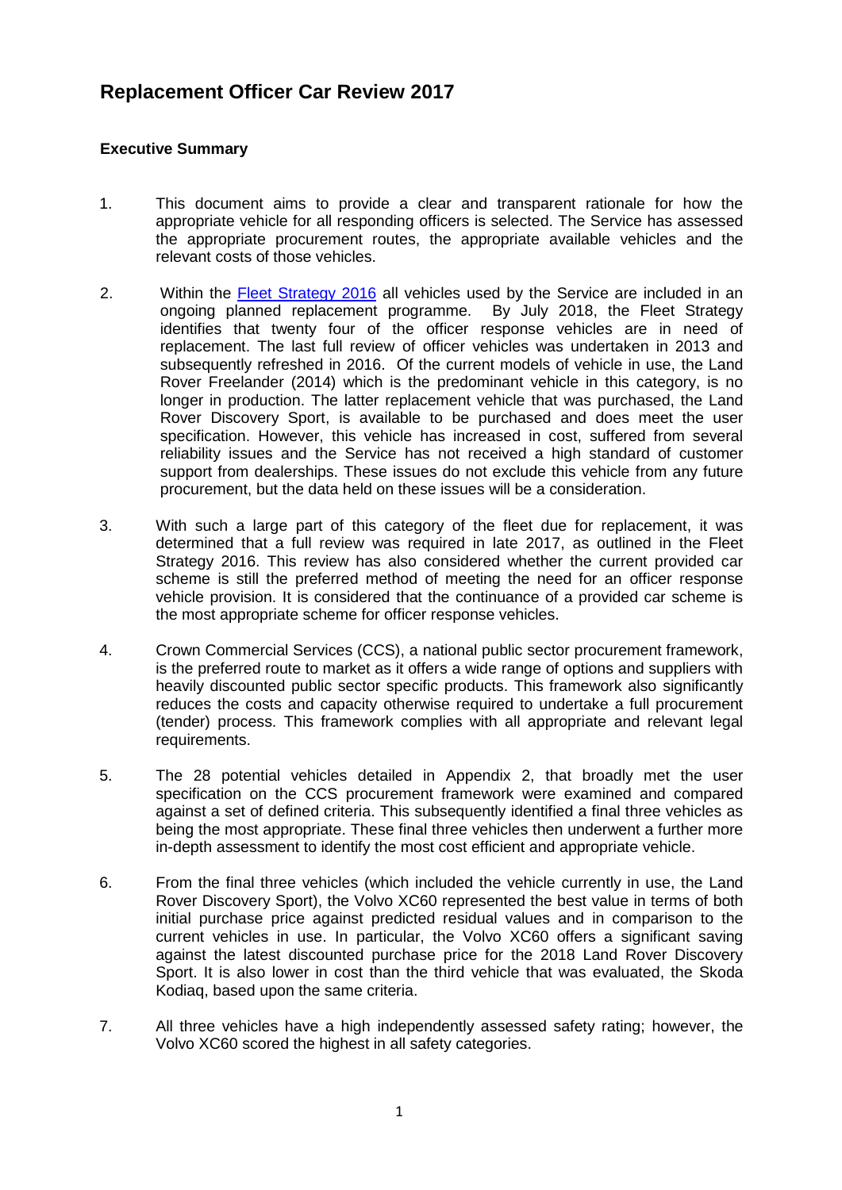# Replacement Officer Car Review 2017

### Executive Summary

1. This document aims to provide a clear and transparent rationale for how the appropriate vehicle for all responding officers is selected. The Service has assessed the appropriate procurement routes, the appropriate available vehicles and the relevant costs of those vehicles.

2. Within the Fleet Strategy 2016 all vehicles used by the Service are included in an ongoing planned replacement programme. By July 2018, the Fleet Strategy identifies that twenty four of the officer response vehicles are in need of replacement. The last full review of officer vehicles was undertaken in 2013 and subsequently refreshed in 2016. Of the current models of vehicle in use, the Land Rover Freelander (2014) which is the predominant vehicle in this category, is no longer in production. The latter replacement vehicle that was purchased, the Land Rover Discovery Sport, is available to be purchased and does meet the user specification. However, this vehicle has increased in cost, suffered from several reliability issues and the Service has not received a high standard of customer support from dealerships. These issues do not exclude this vehicle from any future procurement, but the data held on these issues will be a consideration.

3. With such a large part of this category of the fleet due for replacement, it was determined that a full review was required in late 2017, as outlined in the Fleet Strategy 2016. This review has also considered whether the current provided car scheme is still the preferred method of meeting the need for an officer response vehicle provision. It is considered that the continuance of a provided car scheme is the most appropriate scheme for officer response vehicles.

4. Crown Commercial Services (CCS), a national public sector procurement framework, is the preferred route to market as it offers a wide range of options and suppliers with heavily discounted public sector specific products. This framework also significantly reduces the costs and capacity otherwise required to undertake a full procurement (tender) process. This framework complies with all appropriate and relevant legal requirements.

5. The 28 potential vehicles detailed in Appendix 2, that broadly met the user specification on the CCS procurement framework were examined and compared against a set of defined criteria. This subsequently identified a final three vehicles as being the most appropriate. These final three vehicles then underwent a further more in-depth assessment to identify the most cost efficient and appropriate vehicle.

6. From the final three vehicles (which included the vehicle currently in use, the Land Rover Discovery Sport), the Volvo XC60 represented the best value in terms of both initial purchase price against predicted residual values and in comparison to the current vehicles in use. In particular, the Volvo XC60 offers a significant saving against the latest discounted purchase price for the 2018 Land Rover Discovery Sport. It is also lower in cost than the third vehicle that was evaluated, the Skoda Kodiaq, based upon the same criteria.

7. All three vehicles have a high independently assessed safety rating; however, the Volvo XC60 scored the highest in all safety categories.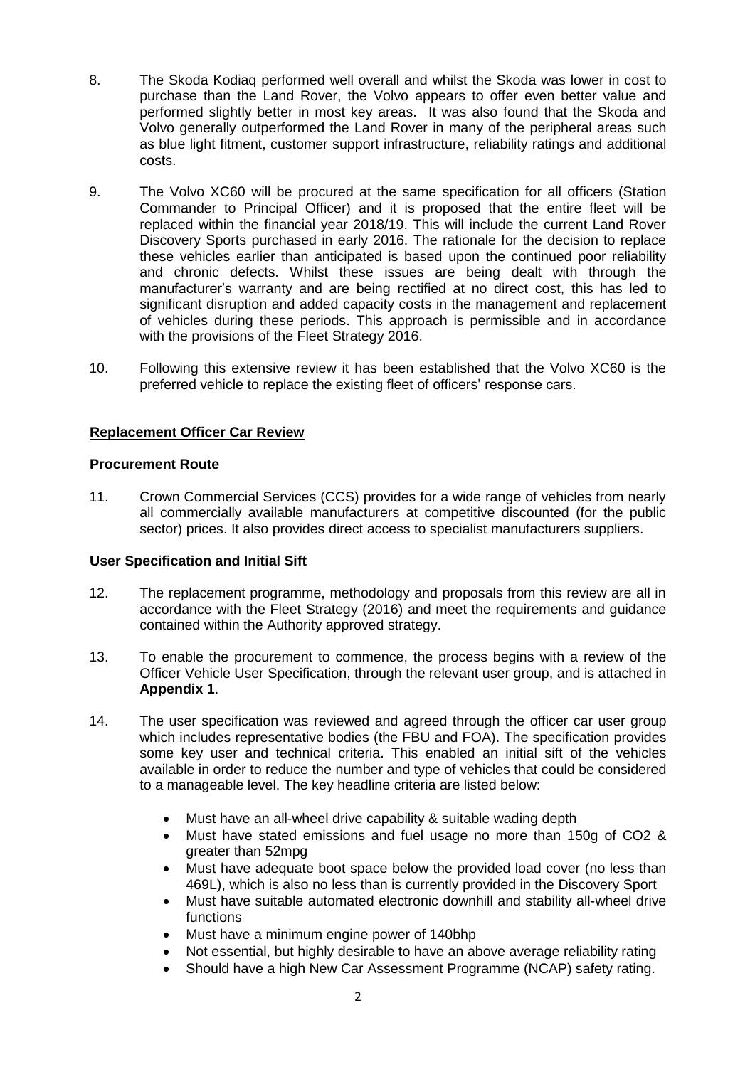8. The Skoda Kodiaq performed well overall and whilst the Skoda was lower in cost to purchase than the Land Rover, the Volvo appears to offer even better value and performed slightly better in most key areas. It was also found that the Skoda and Volvo generally outperformed the Land Rover in many of the peripheral areas such as blue light fitment, customer support infrastructure, reliability ratings and additional costs.

9. The Volvo XC60 will be procured at the same specification for all officers (Station Commander to Principal Officer) and it is proposed that the entire fleet will be replaced within the financial year 2018/19. This will include the current Land Rover Discovery Sports purchased in early 2016. The rationale for the decision to replace these vehicles earlier than anticipated is based upon the continued poor reliability and chronic defects. Whilst these issues are being dealt with through the manufacturer's warranty and are being rectified at no direct cost, this has led to significant disruption and added capacity costs in the management and replacement of vehicles during these periods. This approach is permissible and in accordance with the provisions of the Fleet Strategy 2016.

10. Following this extensive review it has been established that the Volvo XC60 is the preferred vehicle to replace the existing fleet of officers' response cars.

## Replacement Officer Car Review

### Procurement Route

11. Crown Commercial Services (CCS) provides for a wide range of vehicles from nearly all commercially available manufacturers at competitive discounted (for the public sector) prices. It also provides direct access to specialist manufacturers suppliers.

### User Specification and Initial Sift

12. The replacement programme, methodology and proposals from this review are all in accordance with the Fleet Strategy (2016) and meet the requirements and guidance contained within the Authority approved strategy.

13. To enable the procurement to commence, the process begins with a review of the Officer Vehicle User Specification, through the relevant user group, and is attached in **Appendix 1**.

14. The user specification was reviewed and agreed through the officer car user group which includes representative bodies (the FBU and FOA). The specification provides some key user and technical criteria. This enabled an initial sift of the vehicles available in order to reduce the number and type of vehicles that could be considered to a manageable level. The key headline criteria are listed below:

    - Must have an all-wheel drive capability & suitable wading depth
    - Must have stated emissions and fuel usage no more than 150g of $CO_2$ & greater than 52mpg
    - Must have adequate boot space below the provided load cover (no less than 469L), which is also no less than is currently provided in the Discovery Sport
    - Must have suitable automated electronic downhill and stability all-wheel drive functions
    - Must have a minimum engine power of 140bhp
    - Not essential, but highly desirable to have an above average reliability rating
    - Should have a high New Car Assessment Programme (NCAP) safety rating.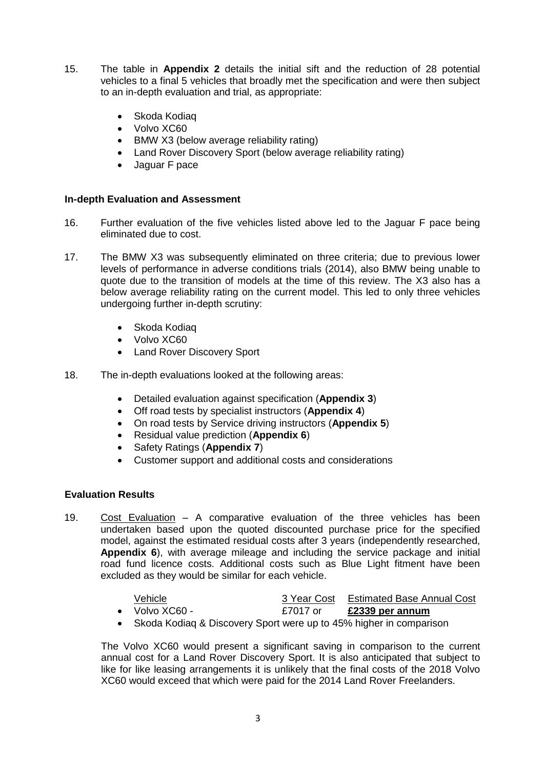15. The table in **Appendix 2** details the initial sift and the reduction of 28 potential vehicles to a final 5 vehicles that broadly met the specification and were then subject to an in-depth evaluation and trial, as appropriate:

    - Skoda Kodiaq
    - Volvo XC60
    - BMW X3 (below average reliability rating)
    - Land Rover Discovery Sport (below average reliability rating)
    - Jaguar F pace

**In-depth Evaluation and Assessment**

16. Further evaluation of the five vehicles listed above led to the Jaguar F pace being eliminated due to cost.

17. The BMW X3 was subsequently eliminated on three criteria; due to previous lower levels of performance in adverse conditions trials (2014), also BMW being unable to quote due to the transition of models at the time of this review. The X3 also has a below average reliability rating on the current model. This led to only three vehicles undergoing further in-depth scrutiny:

    - Skoda Kodiaq
    - Volvo XC60
    - Land Rover Discovery Sport

18. The in-depth evaluations looked at the following areas:

    - Detailed evaluation against specification (**Appendix 3**)
    - Off road tests by specialist instructors (**Appendix 4**)
    - On road tests by Service driving instructors (**Appendix 5**)
    - Residual value prediction (**Appendix 6**)
    - Safety Ratings (**Appendix 7**)
    - Customer support and additional costs and considerations

**Evaluation Results**

19. Cost Evaluation – A comparative evaluation of the three vehicles has been undertaken based upon the quoted discounted purchase price for the specified model, against the estimated residual costs after 3 years (independently researched, **Appendix 6**), with average mileage and including the service package and initial road fund licence costs. Additional costs such as Blue Light fitment have been excluded as they would be similar for each vehicle.

| Vehicle | 3 Year Cost | Estimated Base Annual Cost |
|---|---|---|
| Volvo XC60 - | £7017 or | **£2339 per annum** |

    - Skoda Kodiaq & Discovery Sport were up to 45% higher in comparison

    The Volvo XC60 would present a significant saving in comparison to the current annual cost for a Land Rover Discovery Sport. It is also anticipated that subject to like for like leasing arrangements it is unlikely that the final costs of the 2018 Volvo XC60 would exceed that which were paid for the 2014 Land Rover Freelanders.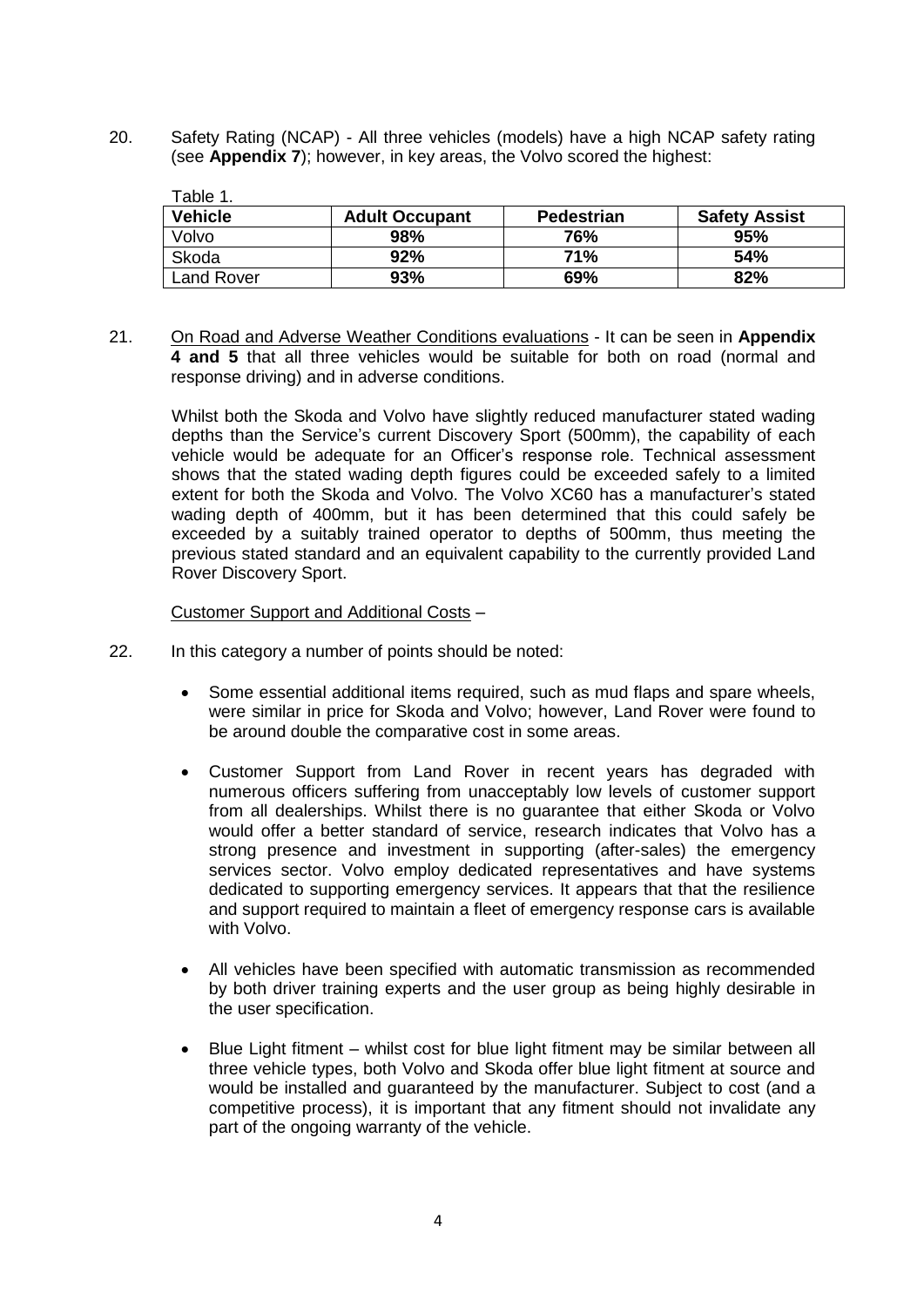20. Safety Rating (NCAP) - All three vehicles (models) have a high NCAP safety rating (see **Appendix 7**); however, in key areas, the Volvo scored the highest:

Table 1.

| Vehicle | Adult Occupant | Pedestrian | Safety Assist |
|---|---|---|---|
| Volvo | **98%** | **76%** | **95%** |
| Skoda | **92%** | **71%** | **54%** |
| Land Rover | **93%** | **69%** | **82%** |

21. On Road and Adverse Weather Conditions evaluations - It can be seen in **Appendix 4 and 5** that all three vehicles would be suitable for both on road (normal and response driving) and in adverse conditions.

    Whilst both the Skoda and Volvo have slightly reduced manufacturer stated wading depths than the Service's current Discovery Sport (500mm), the capability of each vehicle would be adequate for an Officer's response role. Technical assessment shows that the stated wading depth figures could be exceeded safely to a limited extent for both the Skoda and Volvo. The Volvo XC60 has a manufacturer's stated wading depth of 400mm, but it has been determined that this could safely be exceeded by a suitably trained operator to depths of 500mm, thus meeting the previous stated standard and an equivalent capability to the currently provided Land Rover Discovery Sport.

    Customer Support and Additional Costs –

22. In this category a number of points should be noted:

    - Some essential additional items required, such as mud flaps and spare wheels, were similar in price for Skoda and Volvo; however, Land Rover were found to be around double the comparative cost in some areas.
    - Customer Support from Land Rover in recent years has degraded with numerous officers suffering from unacceptably low levels of customer support from all dealerships. Whilst there is no guarantee that either Skoda or Volvo would offer a better standard of service, research indicates that Volvo has a strong presence and investment in supporting (after-sales) the emergency services sector. Volvo employ dedicated representatives and have systems dedicated to supporting emergency services. It appears that that the resilience and support required to maintain a fleet of emergency response cars is available with Volvo.
    - All vehicles have been specified with automatic transmission as recommended by both driver training experts and the user group as being highly desirable in the user specification.
    - Blue Light fitment – whilst cost for blue light fitment may be similar between all three vehicle types, both Volvo and Skoda offer blue light fitment at source and would be installed and guaranteed by the manufacturer. Subject to cost (and a competitive process), it is important that any fitment should not invalidate any part of the ongoing warranty of the vehicle.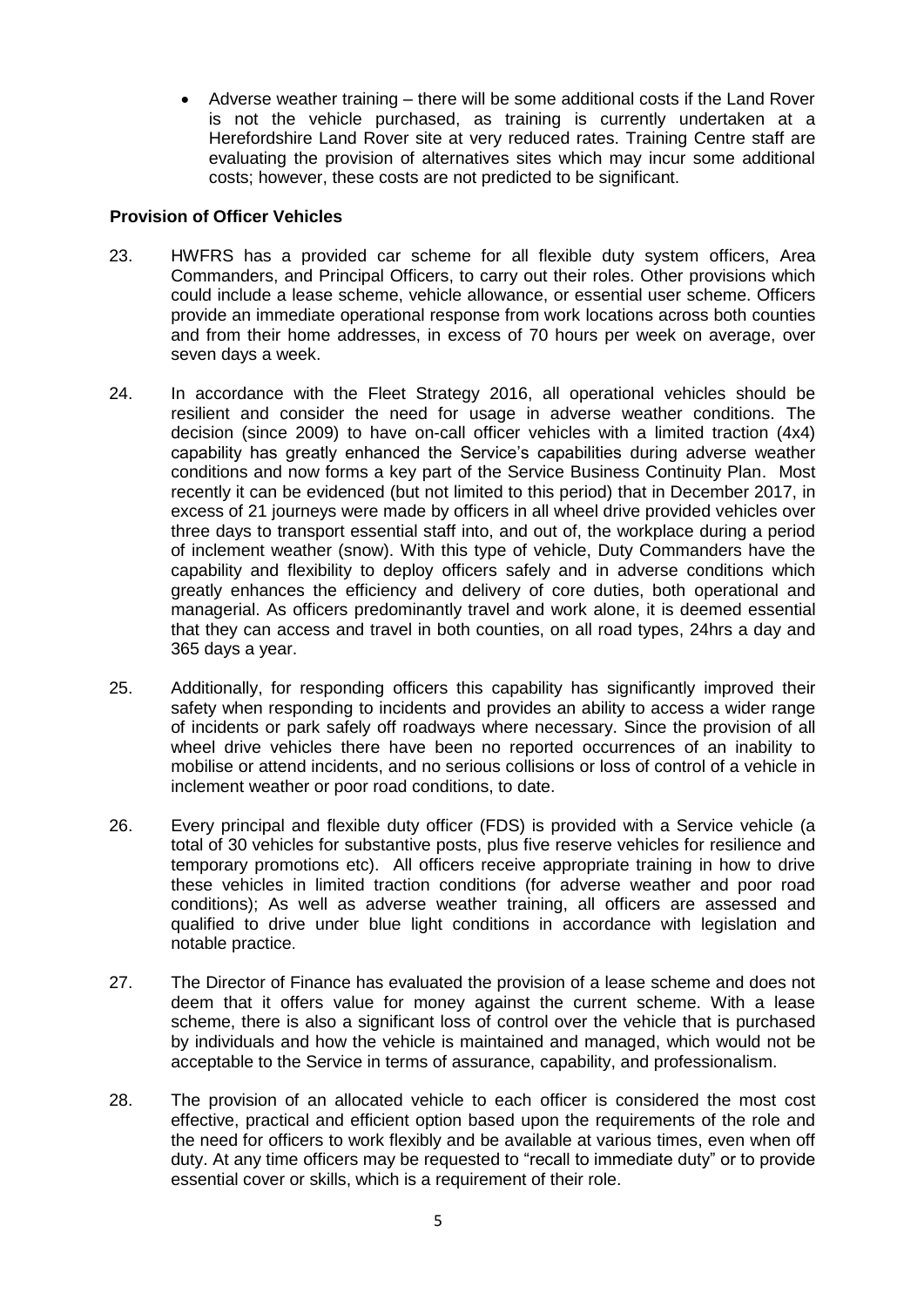- Adverse weather training – there will be some additional costs if the Land Rover is not the vehicle purchased, as training is currently undertaken at a Herefordshire Land Rover site at very reduced rates. Training Centre staff are evaluating the provision of alternatives sites which may incur some additional costs; however, these costs are not predicted to be significant.

**Provision of Officer Vehicles**

23. HWFRS has a provided car scheme for all flexible duty system officers, Area Commanders, and Principal Officers, to carry out their roles. Other provisions which could include a lease scheme, vehicle allowance, or essential user scheme. Officers provide an immediate operational response from work locations across both counties and from their home addresses, in excess of 70 hours per week on average, over seven days a week.

24. In accordance with the Fleet Strategy 2016, all operational vehicles should be resilient and consider the need for usage in adverse weather conditions. The decision (since 2009) to have on-call officer vehicles with a limited traction (4x4) capability has greatly enhanced the Service's capabilities during adverse weather conditions and now forms a key part of the Service Business Continuity Plan. Most recently it can be evidenced (but not limited to this period) that in December 2017, in excess of 21 journeys were made by officers in all wheel drive provided vehicles over three days to transport essential staff into, and out of, the workplace during a period of inclement weather (snow). With this type of vehicle, Duty Commanders have the capability and flexibility to deploy officers safely and in adverse conditions which greatly enhances the efficiency and delivery of core duties, both operational and managerial. As officers predominantly travel and work alone, it is deemed essential that they can access and travel in both counties, on all road types, 24hrs a day and 365 days a year.

25. Additionally, for responding officers this capability has significantly improved their safety when responding to incidents and provides an ability to access a wider range of incidents or park safely off roadways where necessary. Since the provision of all wheel drive vehicles there have been no reported occurrences of an inability to mobilise or attend incidents, and no serious collisions or loss of control of a vehicle in inclement weather or poor road conditions, to date.

26. Every principal and flexible duty officer (FDS) is provided with a Service vehicle (a total of 30 vehicles for substantive posts, plus five reserve vehicles for resilience and temporary promotions etc). All officers receive appropriate training in how to drive these vehicles in limited traction conditions (for adverse weather and poor road conditions); As well as adverse weather training, all officers are assessed and qualified to drive under blue light conditions in accordance with legislation and notable practice.

27. The Director of Finance has evaluated the provision of a lease scheme and does not deem that it offers value for money against the current scheme. With a lease scheme, there is also a significant loss of control over the vehicle that is purchased by individuals and how the vehicle is maintained and managed, which would not be acceptable to the Service in terms of assurance, capability, and professionalism.

28. The provision of an allocated vehicle to each officer is considered the most cost effective, practical and efficient option based upon the requirements of the role and the need for officers to work flexibly and be available at various times, even when off duty. At any time officers may be requested to "recall to immediate duty" or to provide essential cover or skills, which is a requirement of their role.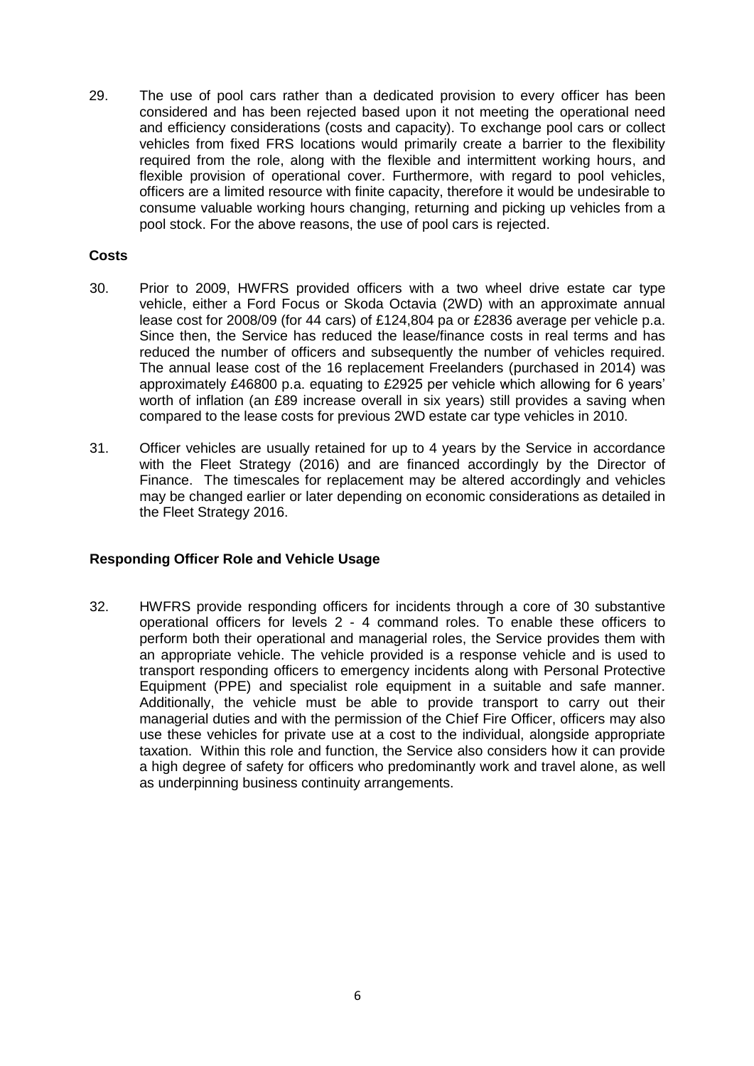29. The use of pool cars rather than a dedicated provision to every officer has been considered and has been rejected based upon it not meeting the operational need and efficiency considerations (costs and capacity). To exchange pool cars or collect vehicles from fixed FRS locations would primarily create a barrier to the flexibility required from the role, along with the flexible and intermittent working hours, and flexible provision of operational cover. Furthermore, with regard to pool vehicles, officers are a limited resource with finite capacity, therefore it would be undesirable to consume valuable working hours changing, returning and picking up vehicles from a pool stock. For the above reasons, the use of pool cars is rejected.

**Costs**

30. Prior to 2009, HWFRS provided officers with a two wheel drive estate car type vehicle, either a Ford Focus or Skoda Octavia (2WD) with an approximate annual lease cost for 2008/09 (for 44 cars) of £124,804 pa or £2836 average per vehicle p.a. Since then, the Service has reduced the lease/finance costs in real terms and has reduced the number of officers and subsequently the number of vehicles required. The annual lease cost of the 16 replacement Freelanders (purchased in 2014) was approximately £46800 p.a. equating to £2925 per vehicle which allowing for 6 years' worth of inflation (an £89 increase overall in six years) still provides a saving when compared to the lease costs for previous 2WD estate car type vehicles in 2010.

31. Officer vehicles are usually retained for up to 4 years by the Service in accordance with the Fleet Strategy (2016) and are financed accordingly by the Director of Finance. The timescales for replacement may be altered accordingly and vehicles may be changed earlier or later depending on economic considerations as detailed in the Fleet Strategy 2016.

**Responding Officer Role and Vehicle Usage**

32. HWFRS provide responding officers for incidents through a core of 30 substantive operational officers for levels 2 - 4 command roles. To enable these officers to perform both their operational and managerial roles, the Service provides them with an appropriate vehicle. The vehicle provided is a response vehicle and is used to transport responding officers to emergency incidents along with Personal Protective Equipment (PPE) and specialist role equipment in a suitable and safe manner. Additionally, the vehicle must be able to provide transport to carry out their managerial duties and with the permission of the Chief Fire Officer, officers may also use these vehicles for private use at a cost to the individual, alongside appropriate taxation. Within this role and function, the Service also considers how it can provide a high degree of safety for officers who predominantly work and travel alone, as well as underpinning business continuity arrangements.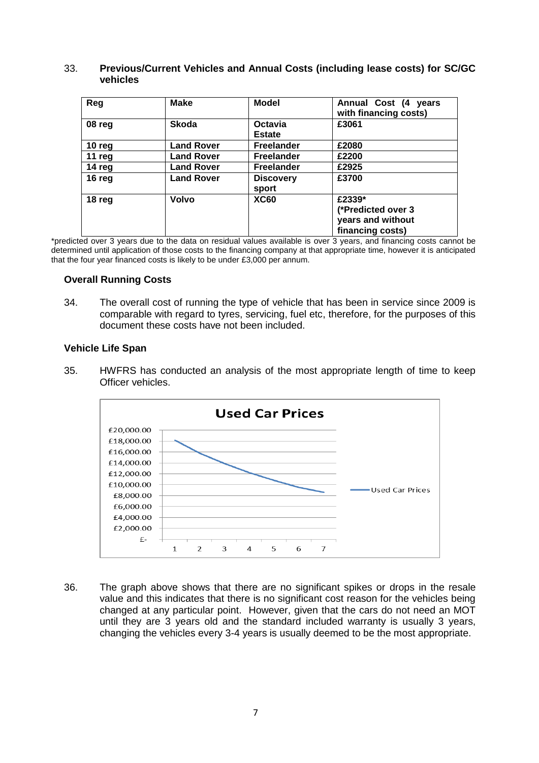33. **Previous/Current Vehicles and Annual Costs (including lease costs) for SC/GC vehicles**

| Reg | Make | Model | Annual Cost (4 years with financing costs) |
|---|---|---|---|
| 08 reg | Skoda | Octavia Estate | £3061 |
| 10 reg | Land Rover | Freelander | £2080 |
| 11 reg | Land Rover | Freelander | £2200 |
| 14 reg | Land Rover | Freelander | £2925 |
| 16 reg | Land Rover | Discovery sport | £3700 |
| 18 reg | Volvo | XC60 | £2339* (*Predicted over 3 years and without financing costs) |

*predicted over 3 years due to the data on residual values available is over 3 years, and financing costs cannot be determined until application of those costs to the financing company at that appropriate time, however it is anticipated that the four year financed costs is likely to be under £3,000 per annum.

### Overall Running Costs

34. The overall cost of running the type of vehicle that has been in service since 2009 is comparable with regard to tyres, servicing, fuel etc, therefore, for the purposes of this document these costs have not been included.

### Vehicle Life Span

35. HWFRS has conducted an analysis of the most appropriate length of time to keep Officer vehicles.

36. The graph above shows that there are no significant spikes or drops in the resale value and this indicates that there is no significant cost reason for the vehicles being changed at any particular point. However, given that the cars do not need an MOT until they are 3 years old and the standard included warranty is usually 3 years, changing the vehicles every 3-4 years is usually deemed to be the most appropriate.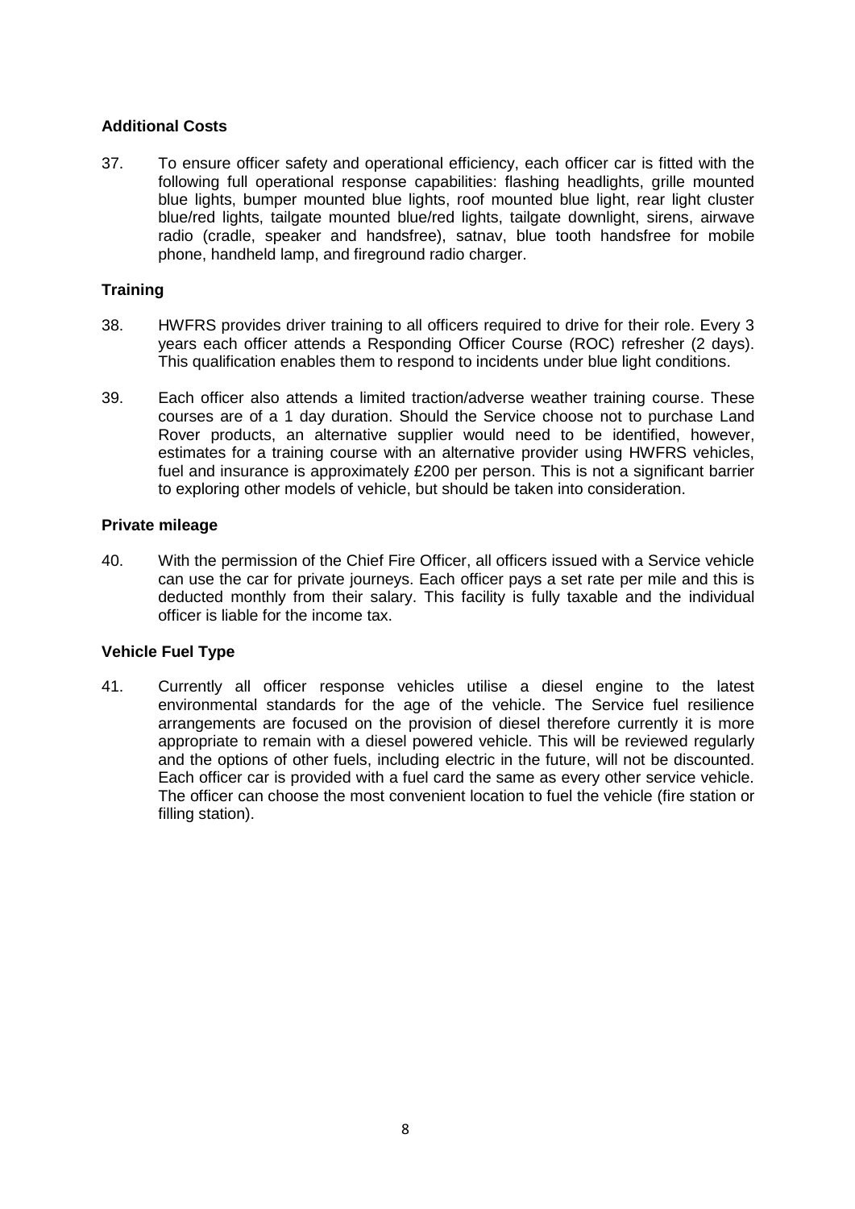**Additional Costs**

37. To ensure officer safety and operational efficiency, each officer car is fitted with the following full operational response capabilities: flashing headlights, grille mounted blue lights, bumper mounted blue lights, roof mounted blue light, rear light cluster blue/red lights, tailgate mounted blue/red lights, tailgate downlight, sirens, airwave radio (cradle, speaker and handsfree), satnav, blue tooth handsfree for mobile phone, handheld lamp, and fireground radio charger.

**Training**

38. HWFRS provides driver training to all officers required to drive for their role. Every 3 years each officer attends a Responding Officer Course (ROC) refresher (2 days). This qualification enables them to respond to incidents under blue light conditions.

39. Each officer also attends a limited traction/adverse weather training course. These courses are of a 1 day duration. Should the Service choose not to purchase Land Rover products, an alternative supplier would need to be identified, however, estimates for a training course with an alternative provider using HWFRS vehicles, fuel and insurance is approximately £200 per person. This is not a significant barrier to exploring other models of vehicle, but should be taken into consideration.

**Private mileage**

40. With the permission of the Chief Fire Officer, all officers issued with a Service vehicle can use the car for private journeys. Each officer pays a set rate per mile and this is deducted monthly from their salary. This facility is fully taxable and the individual officer is liable for the income tax.

**Vehicle Fuel Type**

41. Currently all officer response vehicles utilise a diesel engine to the latest environmental standards for the age of the vehicle. The Service fuel resilience arrangements are focused on the provision of diesel therefore currently it is more appropriate to remain with a diesel powered vehicle. This will be reviewed regularly and the options of other fuels, including electric in the future, will not be discounted. Each officer car is provided with a fuel card the same as every other service vehicle. The officer can choose the most convenient location to fuel the vehicle (fire station or filling station).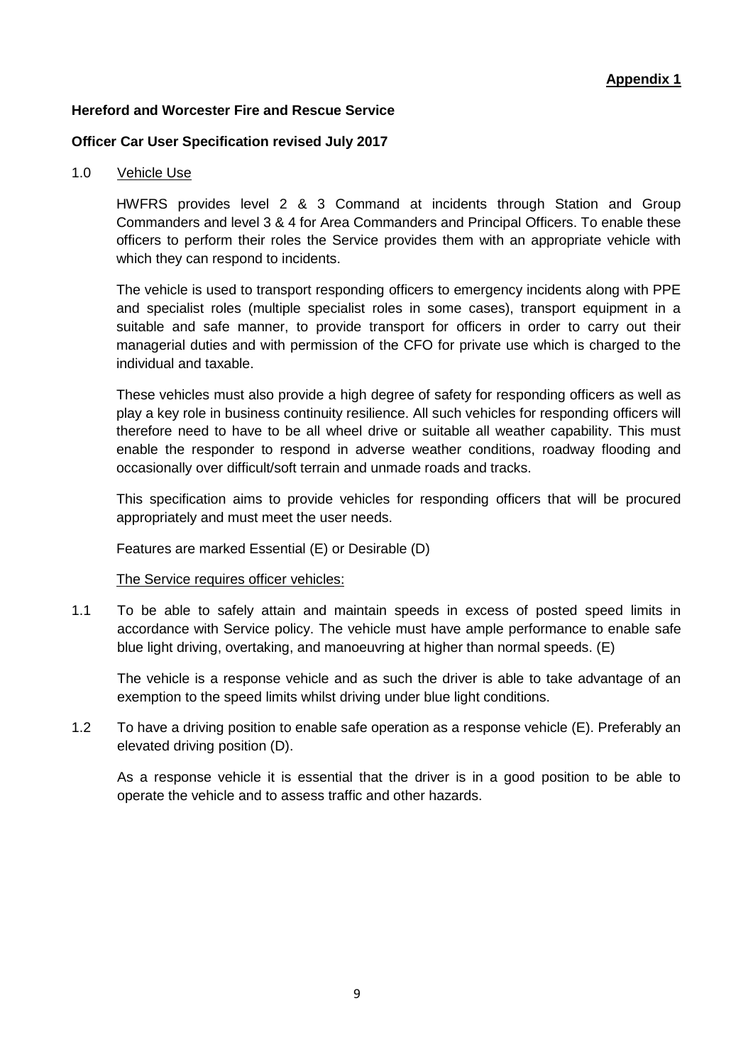**Appendix 1**

**Hereford and Worcester Fire and Rescue Service**

**Officer Car User Specification revised July 2017**

1.0 Vehicle Use

HWFRS provides level 2 & 3 Command at incidents through Station and Group Commanders and level 3 & 4 for Area Commanders and Principal Officers. To enable these officers to perform their roles the Service provides them with an appropriate vehicle with which they can respond to incidents.

The vehicle is used to transport responding officers to emergency incidents along with PPE and specialist roles (multiple specialist roles in some cases), transport equipment in a suitable and safe manner, to provide transport for officers in order to carry out their managerial duties and with permission of the CFO for private use which is charged to the individual and taxable.

These vehicles must also provide a high degree of safety for responding officers as well as play a key role in business continuity resilience. All such vehicles for responding officers will therefore need to have to be all wheel drive or suitable all weather capability. This must enable the responder to respond in adverse weather conditions, roadway flooding and occasionally over difficult/soft terrain and unmade roads and tracks.

This specification aims to provide vehicles for responding officers that will be procured appropriately and must meet the user needs.

Features are marked Essential (E) or Desirable (D)

The Service requires officer vehicles:

1.1 To be able to safely attain and maintain speeds in excess of posted speed limits in accordance with Service policy. The vehicle must have ample performance to enable safe blue light driving, overtaking, and manoeuvring at higher than normal speeds. (E)

The vehicle is a response vehicle and as such the driver is able to take advantage of an exemption to the speed limits whilst driving under blue light conditions.

1.2 To have a driving position to enable safe operation as a response vehicle (E). Preferably an elevated driving position (D).

As a response vehicle it is essential that the driver is in a good position to be able to operate the vehicle and to assess traffic and other hazards.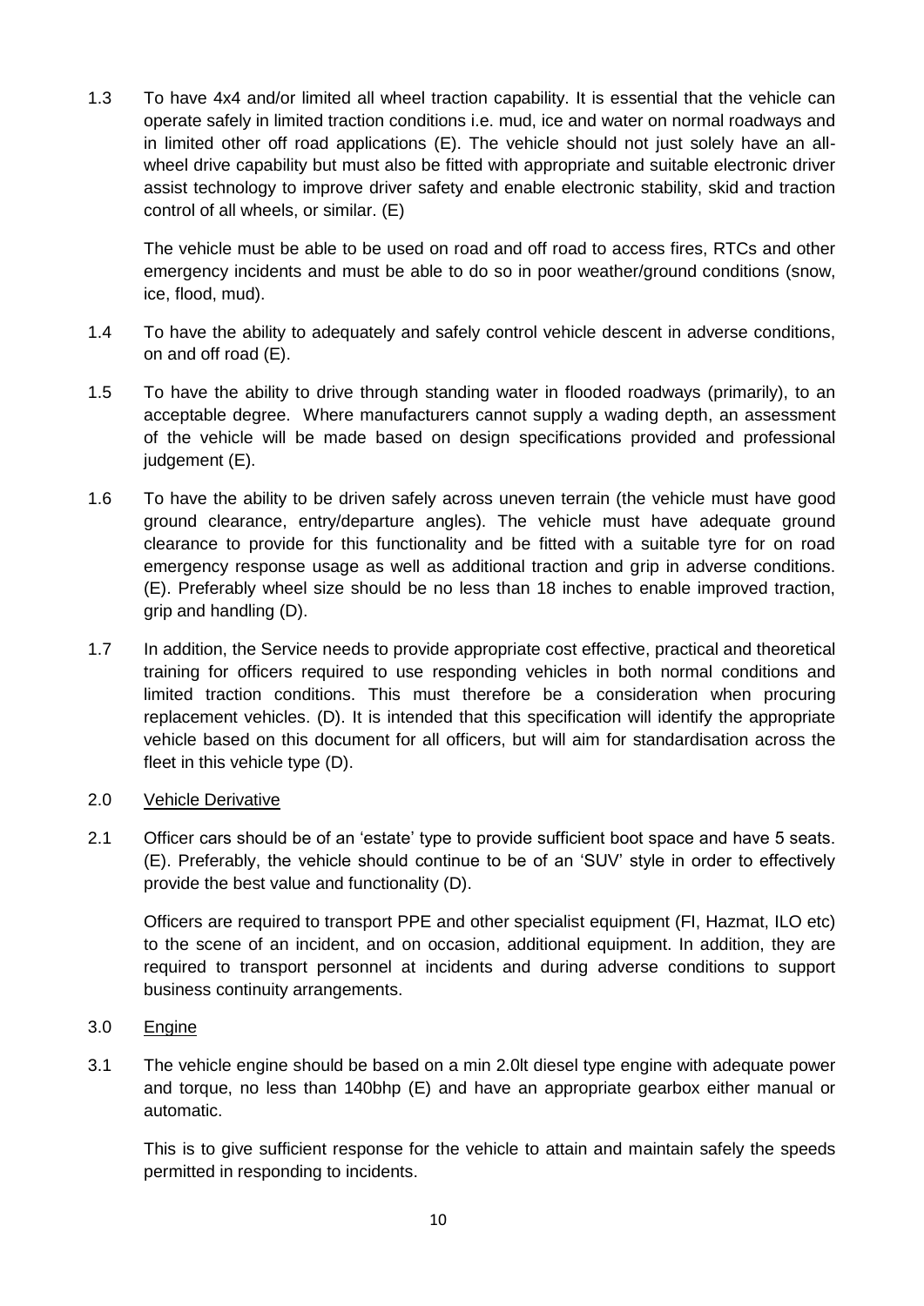1.3 To have 4x4 and/or limited all wheel traction capability. It is essential that the vehicle can operate safely in limited traction conditions i.e. mud, ice and water on normal roadways and in limited other off road applications (E). The vehicle should not just solely have an all-wheel drive capability but must also be fitted with appropriate and suitable electronic driver assist technology to improve driver safety and enable electronic stability, skid and traction control of all wheels, or similar. (E)

The vehicle must be able to be used on road and off road to access fires, RTCs and other emergency incidents and must be able to do so in poor weather/ground conditions (snow, ice, flood, mud).

1.4 To have the ability to adequately and safely control vehicle descent in adverse conditions, on and off road (E).

1.5 To have the ability to drive through standing water in flooded roadways (primarily), to an acceptable degree. Where manufacturers cannot supply a wading depth, an assessment of the vehicle will be made based on design specifications provided and professional judgement (E).

1.6 To have the ability to be driven safely across uneven terrain (the vehicle must have good ground clearance, entry/departure angles). The vehicle must have adequate ground clearance to provide for this functionality and be fitted with a suitable tyre for on road emergency response usage as well as additional traction and grip in adverse conditions. (E). Preferably wheel size should be no less than 18 inches to enable improved traction, grip and handling (D).

1.7 In addition, the Service needs to provide appropriate cost effective, practical and theoretical training for officers required to use responding vehicles in both normal conditions and limited traction conditions. This must therefore be a consideration when procuring replacement vehicles. (D). It is intended that this specification will identify the appropriate vehicle based on this document for all officers, but will aim for standardisation across the fleet in this vehicle type (D).

## 2.0 Vehicle Derivative

2.1 Officer cars should be of an 'estate' type to provide sufficient boot space and have 5 seats. (E). Preferably, the vehicle should continue to be of an 'SUV' style in order to effectively provide the best value and functionality (D).

Officers are required to transport PPE and other specialist equipment (FI, Hazmat, ILO etc) to the scene of an incident, and on occasion, additional equipment. In addition, they are required to transport personnel at incidents and during adverse conditions to support business continuity arrangements.

## 3.0 Engine

3.1 The vehicle engine should be based on a min 2.0lt diesel type engine with adequate power and torque, no less than 140bhp (E) and have an appropriate gearbox either manual or automatic.

This is to give sufficient response for the vehicle to attain and maintain safely the speeds permitted in responding to incidents.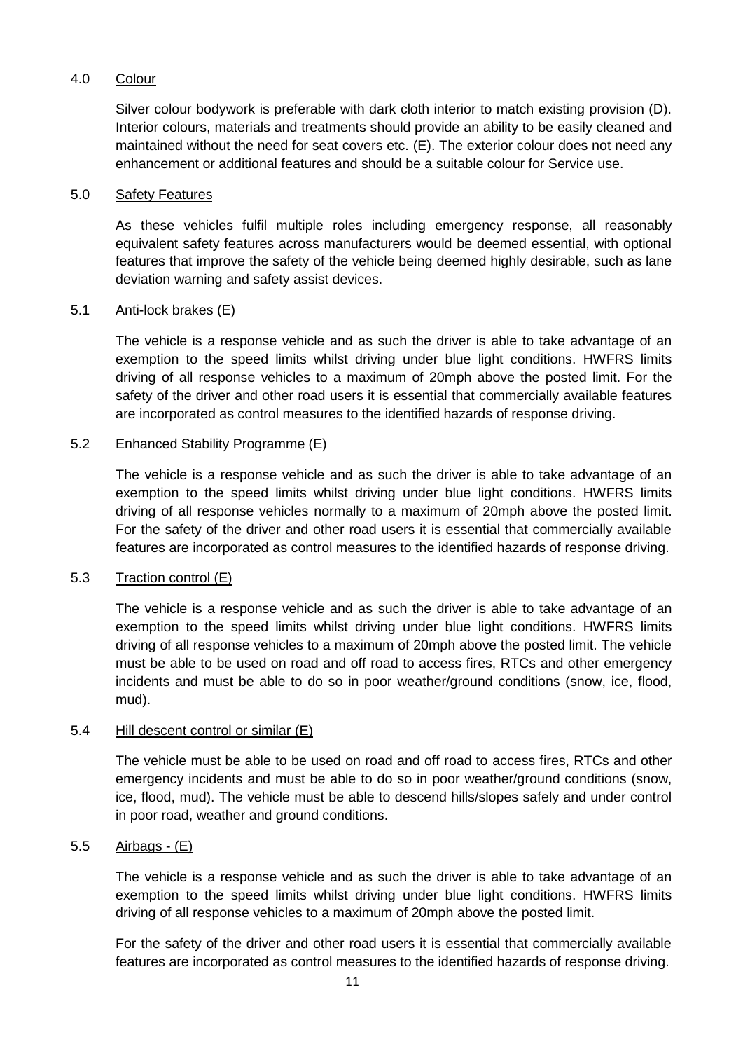## 4.0 Colour

Silver colour bodywork is preferable with dark cloth interior to match existing provision (D). Interior colours, materials and treatments should provide an ability to be easily cleaned and maintained without the need for seat covers etc. (E). The exterior colour does not need any enhancement or additional features and should be a suitable colour for Service use.

## 5.0 Safety Features

As these vehicles fulfil multiple roles including emergency response, all reasonably equivalent safety features across manufacturers would be deemed essential, with optional features that improve the safety of the vehicle being deemed highly desirable, such as lane deviation warning and safety assist devices.

### 5.1 Anti-lock brakes (E)

The vehicle is a response vehicle and as such the driver is able to take advantage of an exemption to the speed limits whilst driving under blue light conditions. HWFRS limits driving of all response vehicles to a maximum of 20mph above the posted limit. For the safety of the driver and other road users it is essential that commercially available features are incorporated as control measures to the identified hazards of response driving.

### 5.2 Enhanced Stability Programme (E)

The vehicle is a response vehicle and as such the driver is able to take advantage of an exemption to the speed limits whilst driving under blue light conditions. HWFRS limits driving of all response vehicles normally to a maximum of 20mph above the posted limit. For the safety of the driver and other road users it is essential that commercially available features are incorporated as control measures to the identified hazards of response driving.

### 5.3 Traction control (E)

The vehicle is a response vehicle and as such the driver is able to take advantage of an exemption to the speed limits whilst driving under blue light conditions. HWFRS limits driving of all response vehicles to a maximum of 20mph above the posted limit. The vehicle must be able to be used on road and off road to access fires, RTCs and other emergency incidents and must be able to do so in poor weather/ground conditions (snow, ice, flood, mud).

### 5.4 Hill descent control or similar (E)

The vehicle must be able to be used on road and off road to access fires, RTCs and other emergency incidents and must be able to do so in poor weather/ground conditions (snow, ice, flood, mud). The vehicle must be able to descend hills/slopes safely and under control in poor road, weather and ground conditions.

### 5.5 Airbags - (E)

The vehicle is a response vehicle and as such the driver is able to take advantage of an exemption to the speed limits whilst driving under blue light conditions. HWFRS limits driving of all response vehicles to a maximum of 20mph above the posted limit.

For the safety of the driver and other road users it is essential that commercially available features are incorporated as control measures to the identified hazards of response driving.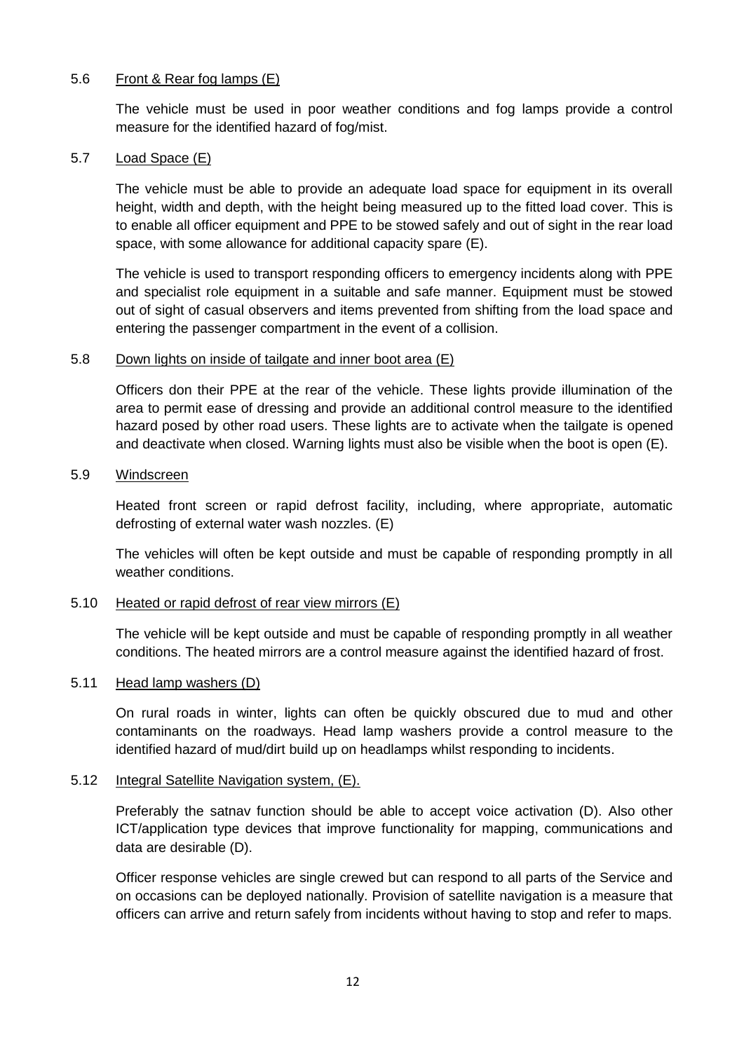5.6 Front & Rear fog lamps (E)

The vehicle must be used in poor weather conditions and fog lamps provide a control measure for the identified hazard of fog/mist.

5.7 Load Space (E)

The vehicle must be able to provide an adequate load space for equipment in its overall height, width and depth, with the height being measured up to the fitted load cover. This is to enable all officer equipment and PPE to be stowed safely and out of sight in the rear load space, with some allowance for additional capacity spare (E).

The vehicle is used to transport responding officers to emergency incidents along with PPE and specialist role equipment in a suitable and safe manner. Equipment must be stowed out of sight of casual observers and items prevented from shifting from the load space and entering the passenger compartment in the event of a collision.

5.8 Down lights on inside of tailgate and inner boot area (E)

Officers don their PPE at the rear of the vehicle. These lights provide illumination of the area to permit ease of dressing and provide an additional control measure to the identified hazard posed by other road users. These lights are to activate when the tailgate is opened and deactivate when closed. Warning lights must also be visible when the boot is open (E).

5.9 Windscreen

Heated front screen or rapid defrost facility, including, where appropriate, automatic defrosting of external water wash nozzles. (E)

The vehicles will often be kept outside and must be capable of responding promptly in all weather conditions.

5.10 Heated or rapid defrost of rear view mirrors (E)

The vehicle will be kept outside and must be capable of responding promptly in all weather conditions. The heated mirrors are a control measure against the identified hazard of frost.

5.11 Head lamp washers (D)

On rural roads in winter, lights can often be quickly obscured due to mud and other contaminants on the roadways. Head lamp washers provide a control measure to the identified hazard of mud/dirt build up on headlamps whilst responding to incidents.

5.12 Integral Satellite Navigation system, (E).

Preferably the satnav function should be able to accept voice activation (D). Also other ICT/application type devices that improve functionality for mapping, communications and data are desirable (D).

Officer response vehicles are single crewed but can respond to all parts of the Service and on occasions can be deployed nationally. Provision of satellite navigation is a measure that officers can arrive and return safely from incidents without having to stop and refer to maps.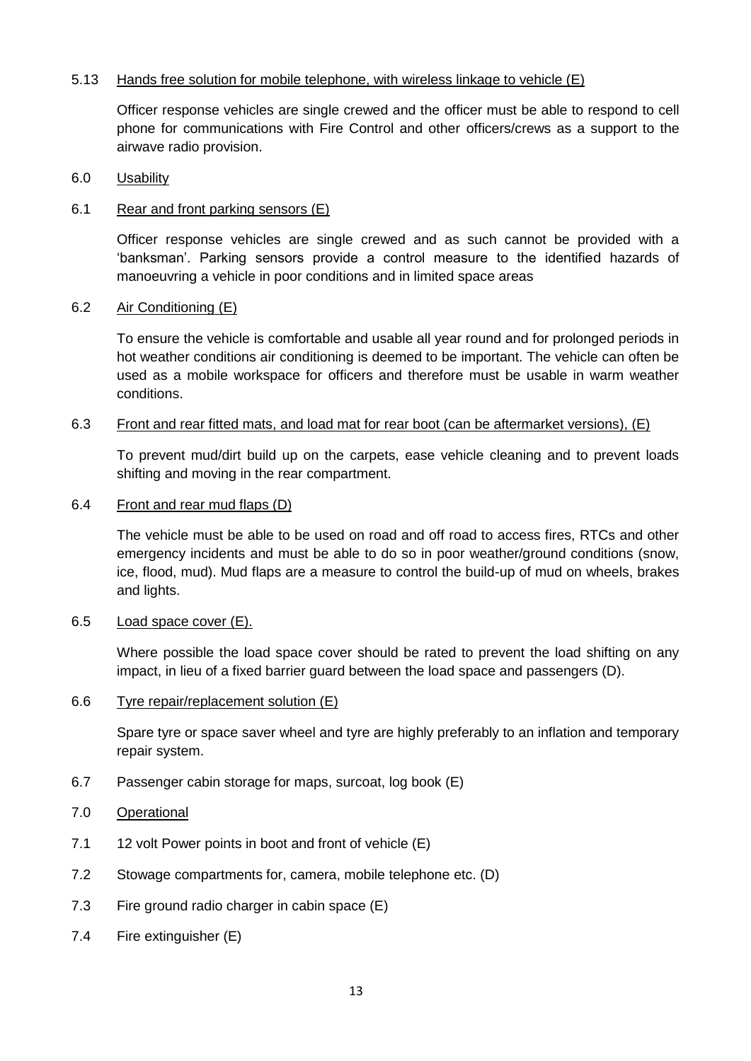5.13 Hands free solution for mobile telephone, with wireless linkage to vehicle (E)

Officer response vehicles are single crewed and the officer must be able to respond to cell phone for communications with Fire Control and other officers/crews as a support to the airwave radio provision.

## 6.0 Usability

6.1 Rear and front parking sensors (E)

Officer response vehicles are single crewed and as such cannot be provided with a 'banksman'. Parking sensors provide a control measure to the identified hazards of manoeuvring a vehicle in poor conditions and in limited space areas

6.2 Air Conditioning (E)

To ensure the vehicle is comfortable and usable all year round and for prolonged periods in hot weather conditions air conditioning is deemed to be important. The vehicle can often be used as a mobile workspace for officers and therefore must be usable in warm weather conditions.

6.3 Front and rear fitted mats, and load mat for rear boot (can be aftermarket versions), (E)

To prevent mud/dirt build up on the carpets, ease vehicle cleaning and to prevent loads shifting and moving in the rear compartment.

6.4 Front and rear mud flaps (D)

The vehicle must be able to be used on road and off road to access fires, RTCs and other emergency incidents and must be able to do so in poor weather/ground conditions (snow, ice, flood, mud). Mud flaps are a measure to control the build-up of mud on wheels, brakes and lights.

6.5 Load space cover (E).

Where possible the load space cover should be rated to prevent the load shifting on any impact, in lieu of a fixed barrier guard between the load space and passengers (D).

6.6 Tyre repair/replacement solution (E)

Spare tyre or space saver wheel and tyre are highly preferably to an inflation and temporary repair system.

6.7 Passenger cabin storage for maps, surcoat, log book (E)

## 7.0 Operational

7.1 12 volt Power points in boot and front of vehicle (E)

7.2 Stowage compartments for, camera, mobile telephone etc. (D)

7.3 Fire ground radio charger in cabin space (E)

7.4 Fire extinguisher (E)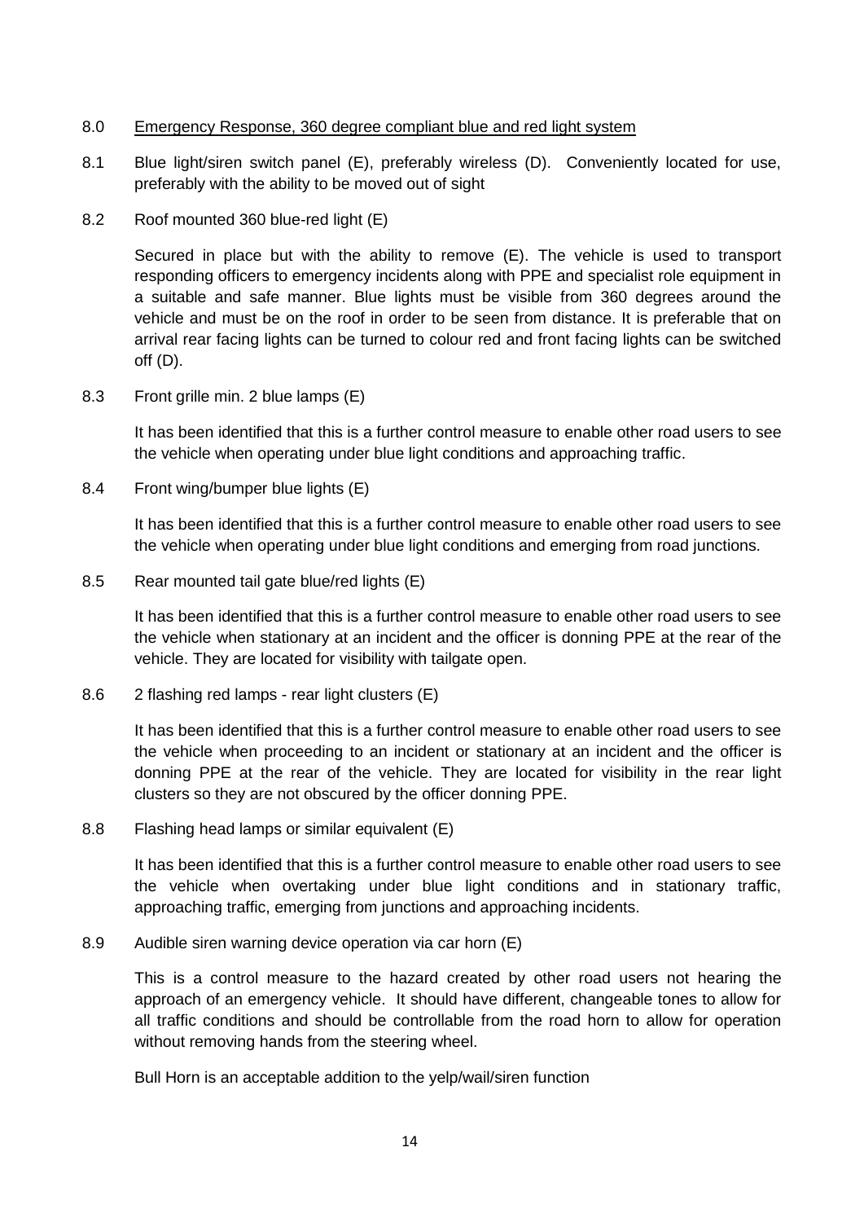## 8.0 Emergency Response, 360 degree compliant blue and red light system

8.1 Blue light/siren switch panel (E), preferably wireless (D). Conveniently located for use, preferably with the ability to be moved out of sight

8.2 Roof mounted 360 blue-red light (E)

Secured in place but with the ability to remove (E). The vehicle is used to transport responding officers to emergency incidents along with PPE and specialist role equipment in a suitable and safe manner. Blue lights must be visible from 360 degrees around the vehicle and must be on the roof in order to be seen from distance. It is preferable that on arrival rear facing lights can be turned to colour red and front facing lights can be switched off (D).

8.3 Front grille min. 2 blue lamps (E)

It has been identified that this is a further control measure to enable other road users to see the vehicle when operating under blue light conditions and approaching traffic.

8.4 Front wing/bumper blue lights (E)

It has been identified that this is a further control measure to enable other road users to see the vehicle when operating under blue light conditions and emerging from road junctions.

8.5 Rear mounted tail gate blue/red lights (E)

It has been identified that this is a further control measure to enable other road users to see the vehicle when stationary at an incident and the officer is donning PPE at the rear of the vehicle. They are located for visibility with tailgate open.

8.6 2 flashing red lamps - rear light clusters (E)

It has been identified that this is a further control measure to enable other road users to see the vehicle when proceeding to an incident or stationary at an incident and the officer is donning PPE at the rear of the vehicle. They are located for visibility in the rear light clusters so they are not obscured by the officer donning PPE.

8.8 Flashing head lamps or similar equivalent (E)

It has been identified that this is a further control measure to enable other road users to see the vehicle when overtaking under blue light conditions and in stationary traffic, approaching traffic, emerging from junctions and approaching incidents.

8.9 Audible siren warning device operation via car horn (E)

This is a control measure to the hazard created by other road users not hearing the approach of an emergency vehicle. It should have different, changeable tones to allow for all traffic conditions and should be controllable from the road horn to allow for operation without removing hands from the steering wheel.

Bull Horn is an acceptable addition to the yelp/wail/siren function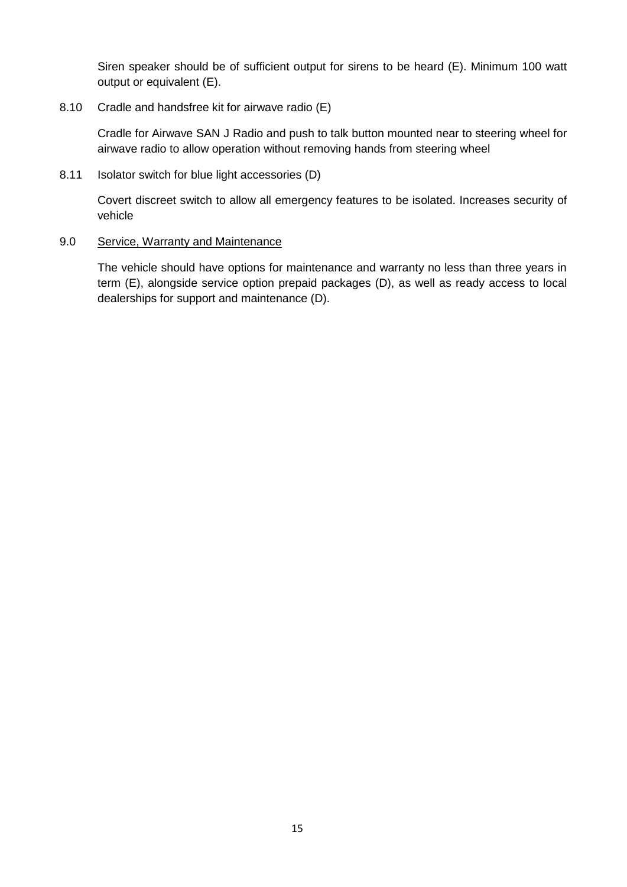Siren speaker should be of sufficient output for sirens to be heard (E). Minimum 100 watt output or equivalent (E).

8.10 Cradle and handsfree kit for airwave radio (E)

Cradle for Airwave SAN J Radio and push to talk button mounted near to steering wheel for airwave radio to allow operation without removing hands from steering wheel

8.11 Isolator switch for blue light accessories (D)

Covert discreet switch to allow all emergency features to be isolated. Increases security of vehicle

9.0 <u>Service, Warranty and Maintenance</u>

The vehicle should have options for maintenance and warranty no less than three years in term (E), alongside service option prepaid packages (D), as well as ready access to local dealerships for support and maintenance (D).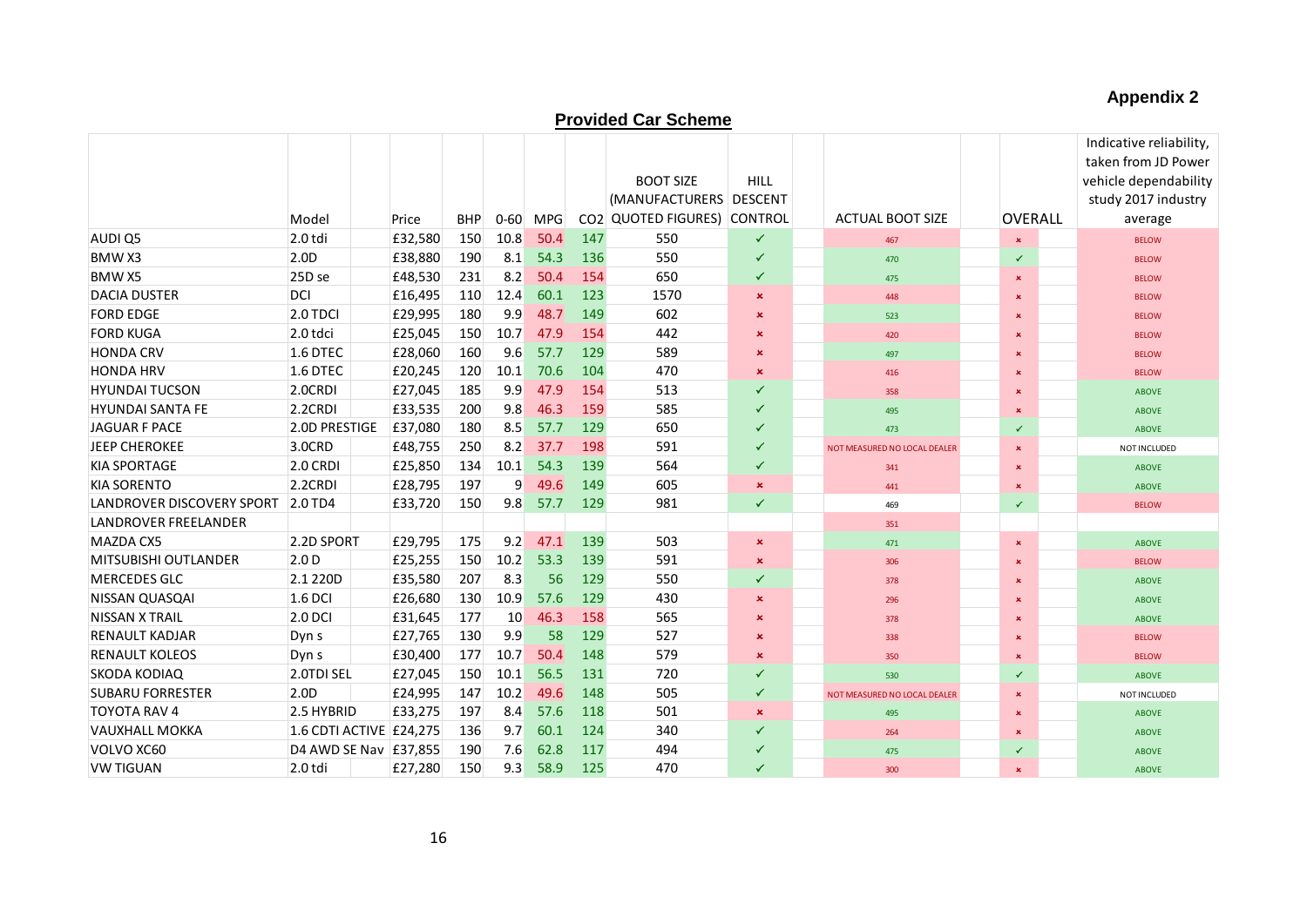**Appendix 2**

## Provided Car Scheme

| | Model | Price | BHP | 0-60 | MPG | CO2 | BOOT SIZE (MANUFACTURERS QUOTED FIGURES) | HILL DESCENT CONTROL | ACTUAL BOOT SIZE | OVERALL | Indicative reliability, taken from JD Power vehicle dependability study 2017 industry average |
|---|---|---|---|---|---|---|---|---|---|---|---|
| AUDI Q5 | 2.0 tdi | £32,580 | 150 | 10.8 | 50.4 | 147 | 550 | ✓ | 467 | × | BELOW |
| BMW X3 | 2.0D | £38,880 | 190 | 8.1 | 54.3 | 136 | 550 | ✓ | 470 | ✓ | BELOW |
| BMW X5 | 25D se | £48,530 | 231 | 8.2 | 50.4 | 154 | 650 | ✓ | 475 | × | BELOW |
| DACIA DUSTER | DCI | £16,495 | 110 | 12.4 | 60.1 | 123 | 1570 | × | 448 | × | BELOW |
| FORD EDGE | 2.0 TDCI | £29,995 | 180 | 9.9 | 48.7 | 149 | 602 | × | 523 | × | BELOW |
| FORD KUGA | 2.0 tdci | £25,045 | 150 | 10.7 | 47.9 | 154 | 442 | × | 420 | × | BELOW |
| HONDA CRV | 1.6 DTEC | £28,060 | 160 | 9.6 | 57.7 | 129 | 589 | × | 497 | × | BELOW |
| HONDA HRV | 1.6 DTEC | £20,245 | 120 | 10.1 | 70.6 | 104 | 470 | × | 416 | × | BELOW |
| HYUNDAI TUCSON | 2.0CRDI | £27,045 | 185 | 9.9 | 47.9 | 154 | 513 | ✓ | 358 | × | ABOVE |
| HYUNDAI SANTA FE | 2.2CRDI | £33,535 | 200 | 9.8 | 46.3 | 159 | 585 | ✓ | 495 | × | ABOVE |
| JAGUAR F PACE | 2.0D PRESTIGE | £37,080 | 180 | 8.5 | 57.7 | 129 | 650 | ✓ | 473 | ✓ | ABOVE |
| JEEP CHEROKEE | 3.0CRD | £48,755 | 250 | 8.2 | 37.7 | 198 | 591 | ✓ | NOT MEASURED NO LOCAL DEALER | × | NOT INCLUDED |
| KIA SPORTAGE | 2.0 CRDI | £25,850 | 134 | 10.1 | 54.3 | 139 | 564 | ✓ | 341 | × | ABOVE |
| KIA SORENTO | 2.2CRDI | £28,795 | 197 | 9 | 49.6 | 149 | 605 | × | 441 | × | ABOVE |
| LANDROVER DISCOVERY SPORT | 2.0 TD4 | £33,720 | 150 | 9.8 | 57.7 | 129 | 981 | ✓ | 469 | ✓ | BELOW |
| LANDROVER FREELANDER | | | | | | | | | 351 | | |
| MAZDA CX5 | 2.2D SPORT | £29,795 | 175 | 9.2 | 47.1 | 139 | 503 | × | 471 | × | ABOVE |
| MITSUBISHI OUTLANDER | 2.0 D | £25,255 | 150 | 10.2 | 53.3 | 139 | 591 | × | 306 | × | BELOW |
| MERCEDES GLC | 2.1 220D | £35,580 | 207 | 8.3 | 56 | 129 | 550 | ✓ | 378 | × | ABOVE |
| NISSAN QUASQAI | 1.6 DCI | £26,680 | 130 | 10.9 | 57.6 | 129 | 430 | × | 296 | × | ABOVE |
| NISSAN X TRAIL | 2.0 DCI | £31,645 | 177 | 10 | 46.3 | 158 | 565 | × | 378 | × | ABOVE |
| RENAULT KADJAR | Dyn s | £27,765 | 130 | 9.9 | 58 | 129 | 527 | × | 338 | × | BELOW |
| RENAULT KOLEOS | Dyn s | £30,400 | 177 | 10.7 | 50.4 | 148 | 579 | × | 350 | × | BELOW |
| SKODA KODIAQ | 2.0TDI SEL | £27,045 | 150 | 10.1 | 56.5 | 131 | 720 | ✓ | 530 | ✓ | ABOVE |
| SUBARU FORRESTER | 2.0D | £24,995 | 147 | 10.2 | 49.6 | 148 | 505 | ✓ | NOT MEASURED NO LOCAL DEALER | × | NOT INCLUDED |
| TOYOTA RAV 4 | 2.5 HYBRID | £33,275 | 197 | 8.4 | 57.6 | 118 | 501 | × | 495 | × | ABOVE |
| VAUXHALL MOKKA | 1.6 CDTI ACTIVE | £24,275 | 136 | 9.7 | 60.1 | 124 | 340 | ✓ | 264 | × | ABOVE |
| VOLVO XC60 | D4 AWD SE Nav | £37,855 | 190 | 7.6 | 62.8 | 117 | 494 | ✓ | 475 | ✓ | ABOVE |
| VW TIGUAN | 2.0 tdi | £27,280 | 150 | 9.3 | 58.9 | 125 | 470 | ✓ | 300 | × | ABOVE |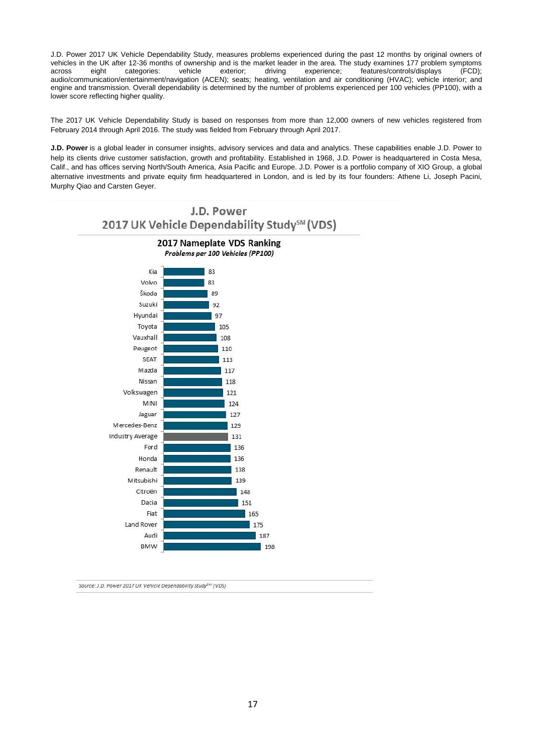J.D. Power 2017 UK Vehicle Dependability Study, measures problems experienced during the past 12 months by original owners of vehicles in the UK after 12-36 months of ownership and is the market leader in the area. The study examines 177 problem symptoms across eight categories: vehicle exterior; driving experience; features/controls/displays (FCD); audio/communication/entertainment/navigation (ACEN); seats; heating, ventilation and air conditioning (HVAC); vehicle interior; and engine and transmission. Overall dependability is determined by the number of problems experienced per 100 vehicles (PP100), with a lower score reflecting higher quality.

The 2017 UK Vehicle Dependability Study is based on responses from more than 12,000 owners of new vehicles registered from February 2014 through April 2016. The study was fielded from February through April 2017.

**J.D. Power** is a global leader in consumer insights, advisory services and data and analytics. These capabilities enable J.D. Power to help its clients drive customer satisfaction, growth and profitability. Established in 1968, J.D. Power is headquartered in Costa Mesa, Calif., and has offices serving North/South America, Asia Pacific and Europe. J.D. Power is a portfolio company of XIO Group, a global alternative investments and private equity firm headquartered in London, and is led by its four founders: Athene Li, Joseph Pacini, Murphy Qiao and Carsten Geyer.

## J.D. Power
## 2017 UK Vehicle Dependability Study[SM] (VDS)

### 2017 Nameplate VDS Ranking

*Problems per 100 Vehicles (PP100)*

| Nameplate | PP100 |
|---|---|
| Kia | 83 |
| Volvo | 83 |
| Škoda | 89 |
| Suzuki | 92 |
| Hyundai | 97 |
| Toyota | 105 |
| Vauxhall | 108 |
| Peugeot | 110 |
| SEAT | 113 |
| Mazda | 117 |
| Nissan | 118 |
| Volkswagen | 121 |
| MINI | 124 |
| Jaguar | 127 |
| Mercedes-Benz | 129 |
| Industry Average | 131 |
| Ford | 136 |
| Honda | 136 |
| Renault | 138 |
| Mitsubishi | 139 |
| Citroën | 148 |
| Dacia | 151 |
| Fiat | 165 |
| Land Rover | 175 |
| Audi | 187 |
| BMW | 198 |

*Source: J.D. Power 2017 UK Vehicle Dependability Study[SM] (VDS)*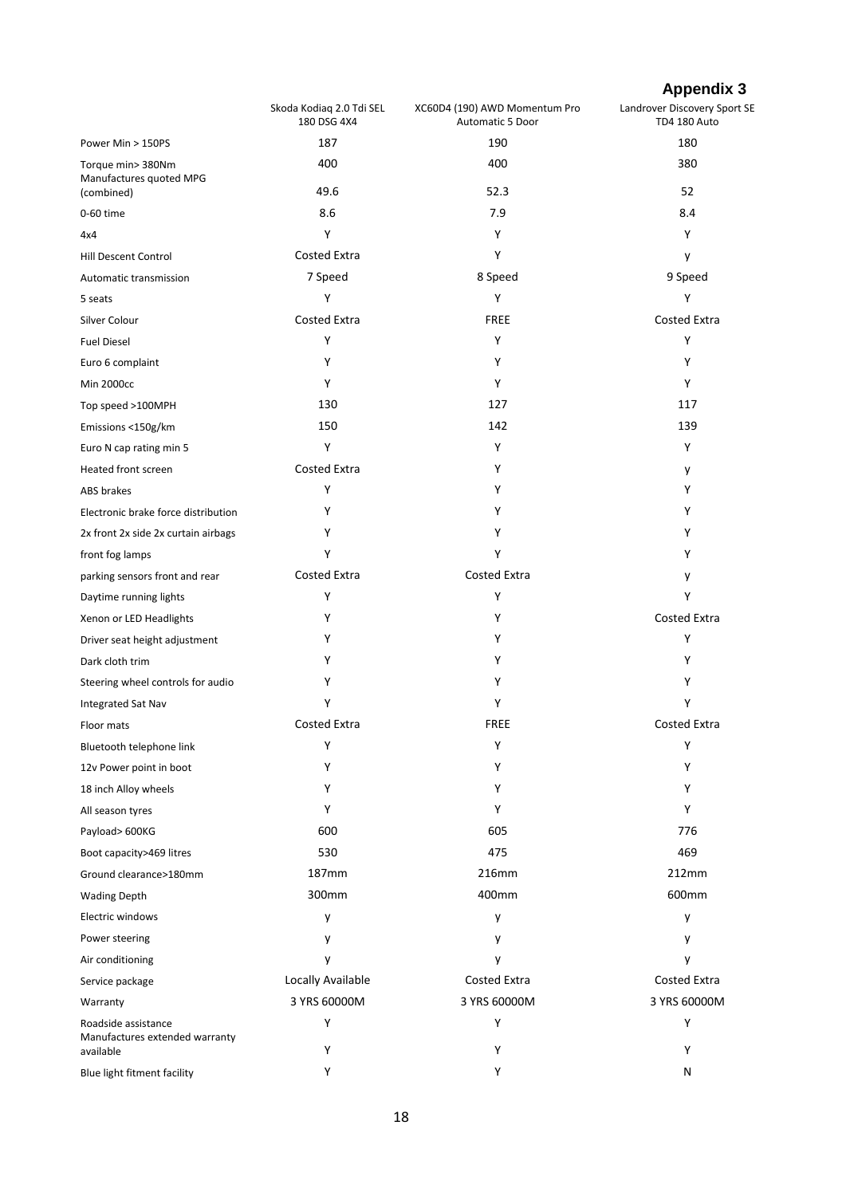## Appendix 3

| | Skoda Kodiaq 2.0 Tdi SEL 180 DSG 4X4 | XC60D4 (190) AWD Momentum Pro Automatic 5 Door | Landrover Discovery Sport SE TD4 180 Auto |
|---|---|---|---|
| Power Min > 150PS | 187 | 190 | 180 |
| Torque min> 380Nm | 400 | 400 | 380 |
| Manufactures quoted MPG (combined) | 49.6 | 52.3 | 52 |
| 0-60 time | 8.6 | 7.9 | 8.4 |
| 4x4 | Y | Y | Y |
| Hill Descent Control | Costed Extra | Y | y |
| Automatic transmission | 7 Speed | 8 Speed | 9 Speed |
| 5 seats | Y | Y | Y |
| Silver Colour | Costed Extra | FREE | Costed Extra |
| Fuel Diesel | Y | Y | Y |
| Euro 6 complaint | Y | Y | Y |
| Min 2000cc | Y | Y | Y |
| Top speed >100MPH | 130 | 127 | 117 |
| Emissions <150g/km | 150 | 142 | 139 |
| Euro N cap rating min 5 | Y | Y | Y |
| Heated front screen | Costed Extra | Y | y |
| ABS brakes | Y | Y | Y |
| Electronic brake force distribution | Y | Y | Y |
| 2x front 2x side 2x curtain airbags | Y | Y | Y |
| front fog lamps | Y | Y | Y |
| parking sensors front and rear | Costed Extra | Costed Extra | y |
| Daytime running lights | Y | Y | Y |
| Xenon or LED Headlights | Y | Y | Costed Extra |
| Driver seat height adjustment | Y | Y | Y |
| Dark cloth trim | Y | Y | Y |
| Steering wheel controls for audio | Y | Y | Y |
| Integrated Sat Nav | Y | Y | Y |
| Floor mats | Costed Extra | FREE | Costed Extra |
| Bluetooth telephone link | Y | Y | Y |
| 12v Power point in boot | Y | Y | Y |
| 18 inch Alloy wheels | Y | Y | Y |
| All season tyres | Y | Y | Y |
| Payload> 600KG | 600 | 605 | 776 |
| Boot capacity>469 litres | 530 | 475 | 469 |
| Ground clearance>180mm | 187mm | 216mm | 212mm |
| Wading Depth | 300mm | 400mm | 600mm |
| Electric windows | y | y | y |
| Power steering | y | y | y |
| Air conditioning | y | y | y |
| Service package | Locally Available | Costed Extra | Costed Extra |
| Warranty | 3 YRS 60000M | 3 YRS 60000M | 3 YRS 60000M |
| Roadside assistance | Y | Y | Y |
| Manufactures extended warranty available | Y | Y | Y |
| Blue light fitment facility | Y | Y | N |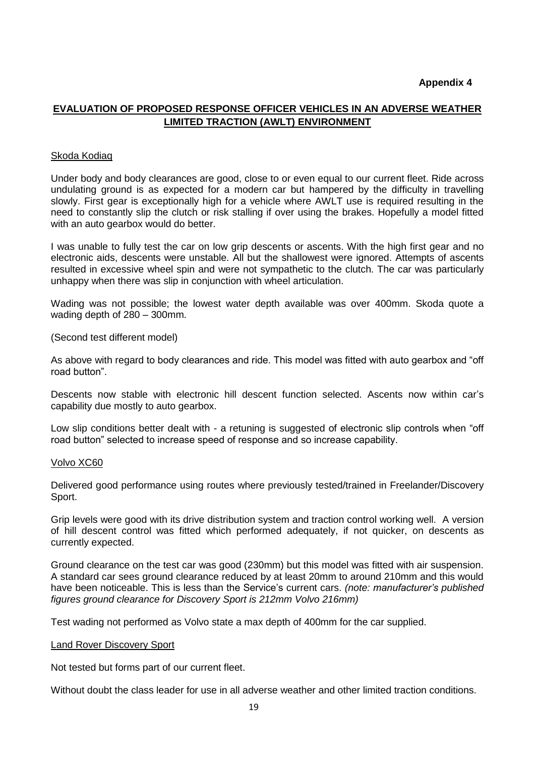**Appendix 4**

## EVALUATION OF PROPOSED RESPONSE OFFICER VEHICLES IN AN ADVERSE WEATHER LIMITED TRACTION (AWLT) ENVIRONMENT

### Skoda Kodiaq

Under body and body clearances are good, close to or even equal to our current fleet. Ride across undulating ground is as expected for a modern car but hampered by the difficulty in travelling slowly. First gear is exceptionally high for a vehicle where AWLT use is required resulting in the need to constantly slip the clutch or risk stalling if over using the brakes. Hopefully a model fitted with an auto gearbox would do better.

I was unable to fully test the car on low grip descents or ascents. With the high first gear and no electronic aids, descents were unstable. All but the shallowest were ignored. Attempts of ascents resulted in excessive wheel spin and were not sympathetic to the clutch. The car was particularly unhappy when there was slip in conjunction with wheel articulation.

Wading was not possible; the lowest water depth available was over 400mm. Skoda quote a wading depth of 280 – 300mm.

(Second test different model)

As above with regard to body clearances and ride. This model was fitted with auto gearbox and "off road button".

Descents now stable with electronic hill descent function selected. Ascents now within car's capability due mostly to auto gearbox.

Low slip conditions better dealt with - a retuning is suggested of electronic slip controls when "off road button" selected to increase speed of response and so increase capability.

### Volvo XC60

Delivered good performance using routes where previously tested/trained in Freelander/Discovery Sport.

Grip levels were good with its drive distribution system and traction control working well. A version of hill descent control was fitted which performed adequately, if not quicker, on descents as currently expected.

Ground clearance on the test car was good (230mm) but this model was fitted with air suspension. A standard car sees ground clearance reduced by at least 20mm to around 210mm and this would have been noticeable. This is less than the Service's current cars. *(note: manufacturer's published figures ground clearance for Discovery Sport is 212mm Volvo 216mm)*

Test wading not performed as Volvo state a max depth of 400mm for the car supplied.

### Land Rover Discovery Sport

Not tested but forms part of our current fleet.

Without doubt the class leader for use in all adverse weather and other limited traction conditions.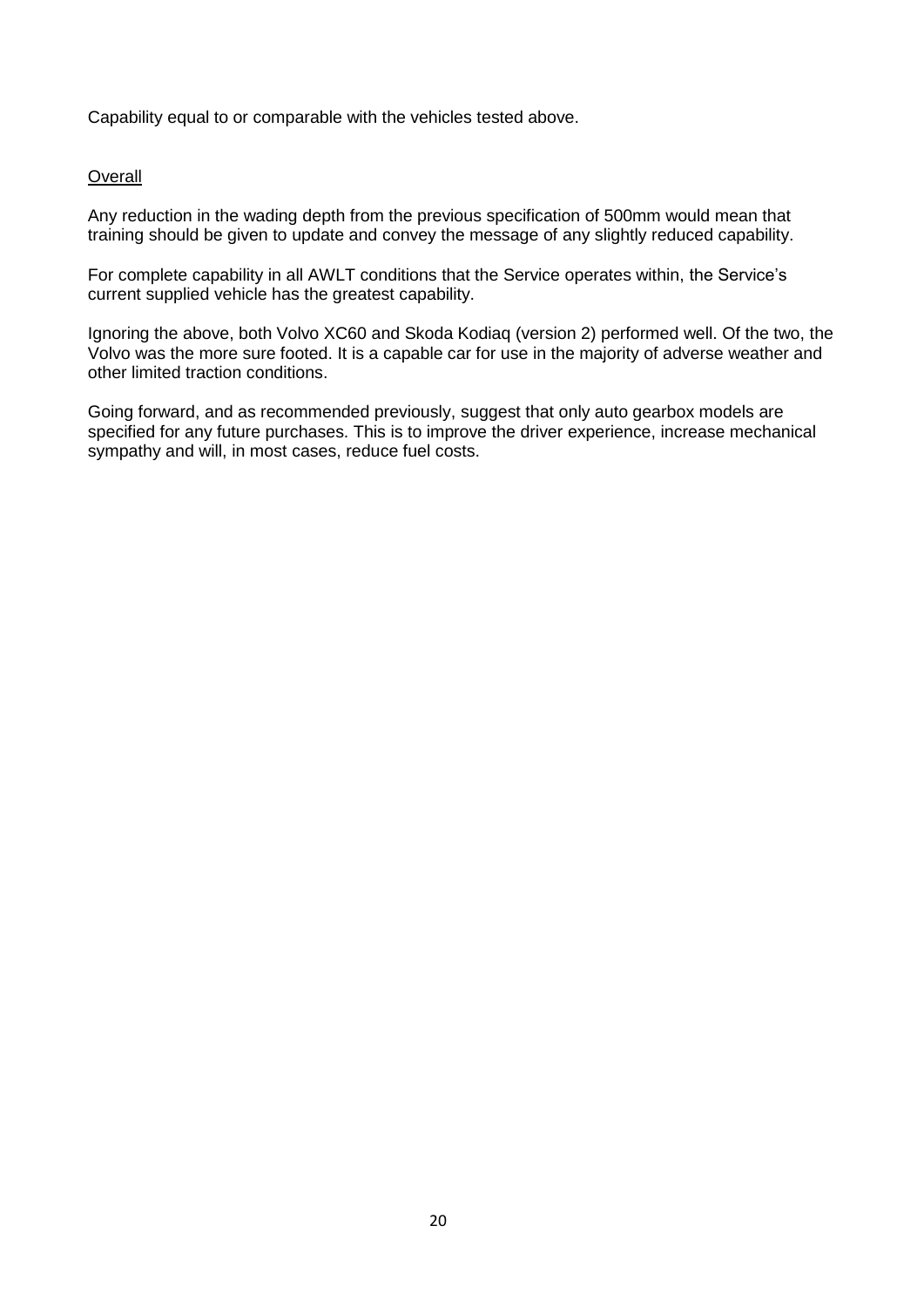Capability equal to or comparable with the vehicles tested above.

## Overall

Any reduction in the wading depth from the previous specification of 500mm would mean that training should be given to update and convey the message of any slightly reduced capability.

For complete capability in all AWLT conditions that the Service operates within, the Service's current supplied vehicle has the greatest capability.

Ignoring the above, both Volvo XC60 and Skoda Kodiaq (version 2) performed well. Of the two, the Volvo was the more sure footed. It is a capable car for use in the majority of adverse weather and other limited traction conditions.

Going forward, and as recommended previously, suggest that only auto gearbox models are specified for any future purchases. This is to improve the driver experience, increase mechanical sympathy and will, in most cases, reduce fuel costs.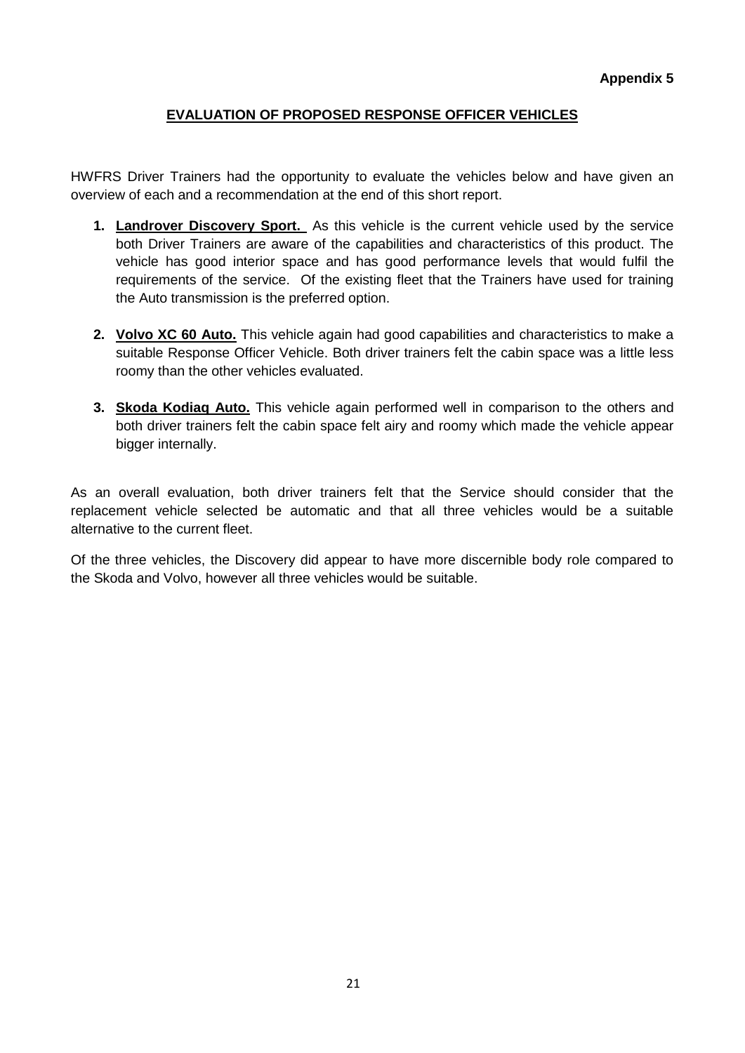**Appendix 5**

## EVALUATION OF PROPOSED RESPONSE OFFICER VEHICLES

HWFRS Driver Trainers had the opportunity to evaluate the vehicles below and have given an overview of each and a recommendation at the end of this short report.

1. **Landrover Discovery Sport.** As this vehicle is the current vehicle used by the service both Driver Trainers are aware of the capabilities and characteristics of this product. The vehicle has good interior space and has good performance levels that would fulfil the requirements of the service. Of the existing fleet that the Trainers have used for training the Auto transmission is the preferred option.

2. **Volvo XC 60 Auto.** This vehicle again had good capabilities and characteristics to make a suitable Response Officer Vehicle. Both driver trainers felt the cabin space was a little less roomy than the other vehicles evaluated.

3. **Skoda Kodiaq Auto.** This vehicle again performed well in comparison to the others and both driver trainers felt the cabin space felt airy and roomy which made the vehicle appear bigger internally.

As an overall evaluation, both driver trainers felt that the Service should consider that the replacement vehicle selected be automatic and that all three vehicles would be a suitable alternative to the current fleet.

Of the three vehicles, the Discovery did appear to have more discernible body role compared to the Skoda and Volvo, however all three vehicles would be suitable.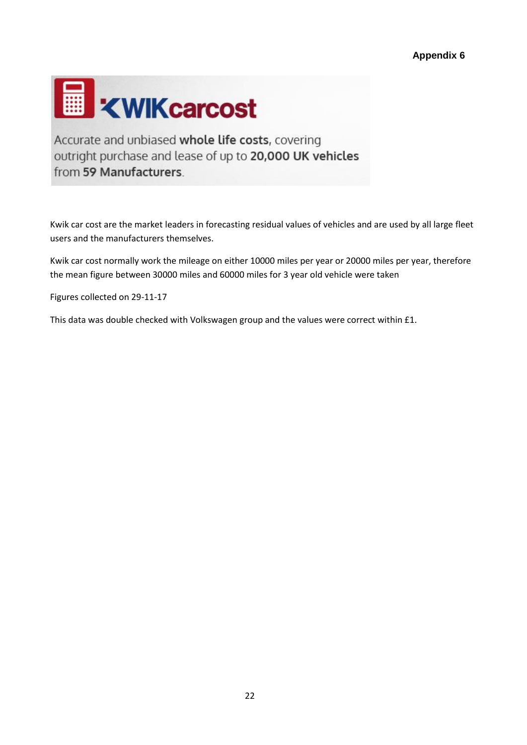**Appendix 6**

**KWIKcarcost**

Accurate and unbiased **whole life costs**, covering outright purchase and lease of up to **20,000 UK vehicles** from **59 Manufacturers**.

Kwik car cost are the market leaders in forecasting residual values of vehicles and are used by all large fleet users and the manufacturers themselves.

Kwik car cost normally work the mileage on either 10000 miles per year or 20000 miles per year, therefore the mean figure between 30000 miles and 60000 miles for 3 year old vehicle were taken

Figures collected on 29-11-17

This data was double checked with Volkswagen group and the values were correct within £1.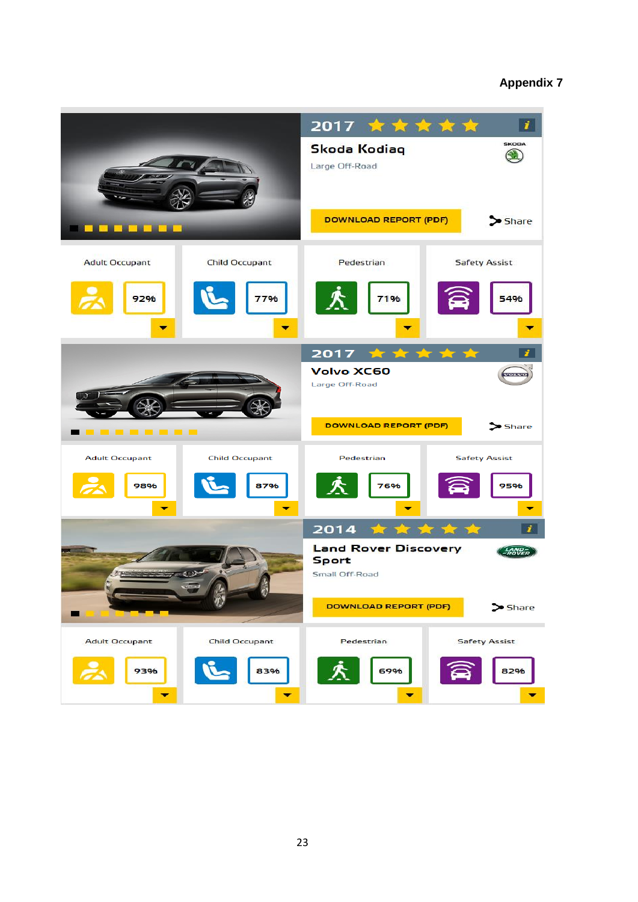Appendix 7

2017 ★★★★★

Skoda Kodiaq

Large Off-Road

DOWNLOAD REPORT (PDF)

Share

| Adult Occupant | Child Occupant | Pedestrian | Safety Assist |
| --- | --- | --- | --- |
| 92% | 77% | 71% | 54% |

2017 ★★★★★

Volvo XC60

Large Off-Road

DOWNLOAD REPORT (PDF)

Share

| Adult Occupant | Child Occupant | Pedestrian | Safety Assist |
| --- | --- | --- | --- |
| 98% | 87% | 76% | 95% |

2014 ★★★★★

Land Rover Discovery Sport

Small Off-Road

DOWNLOAD REPORT (PDF)

Share

| Adult Occupant | Child Occupant | Pedestrian | Safety Assist |
| --- | --- | --- | --- |
| 93% | 83% | 69% | 82% |